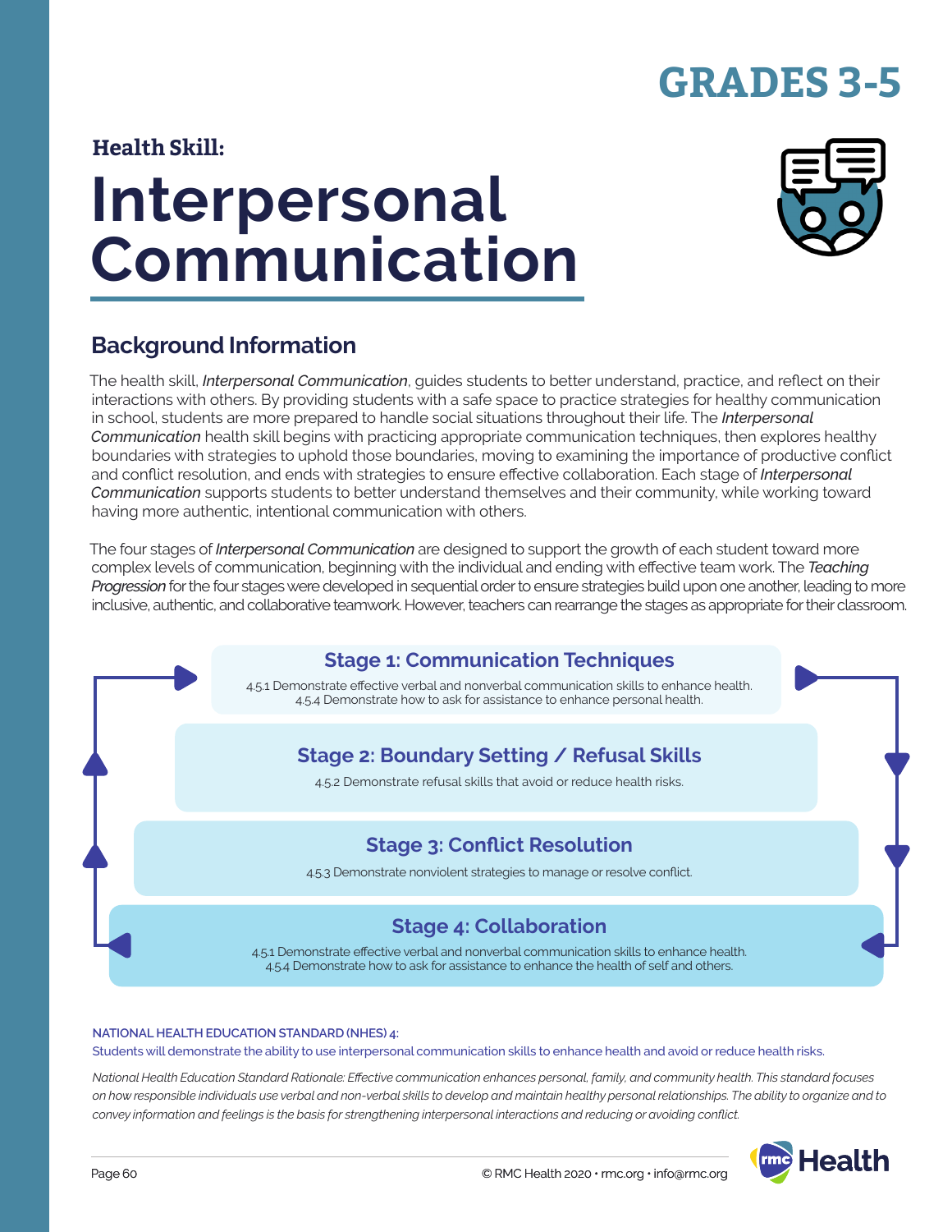# GRADES 3-5

**Health Skill:**

# Interpersonal Communication

## Background Information

The health skill, *Interpersonal Communication*, guides students to better understand, practice, and reflect on their interactions with others. By providing students with a safe space to practice strategies for healthy communication in school, students are more prepared to handle social situations throughout their life. The *Interpersonal Communication* health skill begins with practicing appropriate communication techniques, then explores healthy boundaries with strategies to uphold those boundaries, moving to examining the importance of productive conflict and conflict resolution, and ends with strategies to ensure effective collaboration. Each stage of *Interpersonal Communication* supports students to better understand themselves and their community, while working toward having more authentic, intentional communication with others.

The four stages of *Interpersonal Communication* are designed to support the growth of each student toward more complex levels of communication, beginning with the individual and ending with effective team work. The *Teaching Progression* for the four stages were developed in sequential order to ensure strategies build upon one another, leading to more inclusive, authentic, and collaborative teamwork. However, teachers can rearrange the stages as appropriate for their classroom.

### Stage 1: Communication Techniques

4.5.1 Demonstrate effective verbal and nonverbal communication skills to enhance health.
4.5.4 Demonstrate how to ask for assistance to enhance personal health.

### Stage 2: Boundary Setting / Refusal Skills

4.5.2 Demonstrate refusal skills that avoid or reduce health risks.

### Stage 3: Conflict Resolution

4.5.3 Demonstrate nonviolent strategies to manage or resolve conflict.

### Stage 4: Collaboration

4.5.1 Demonstrate effective verbal and nonverbal communication skills to enhance health.
4.5.4 Demonstrate how to ask for assistance to enhance the health of self and others.

**NATIONAL HEALTH EDUCATION STANDARD (NHES) 4:**
Students will demonstrate the ability to use interpersonal communication skills to enhance health and avoid or reduce health risks.

*National Health Education Standard Rationale: Effective communication enhances personal, family, and community health. This standard focuses on how responsible individuals use verbal and non-verbal skills to develop and maintain healthy personal relationships. The ability to organize and to convey information and feelings is the basis for strengthening interpersonal interactions and reducing or avoiding conflict.*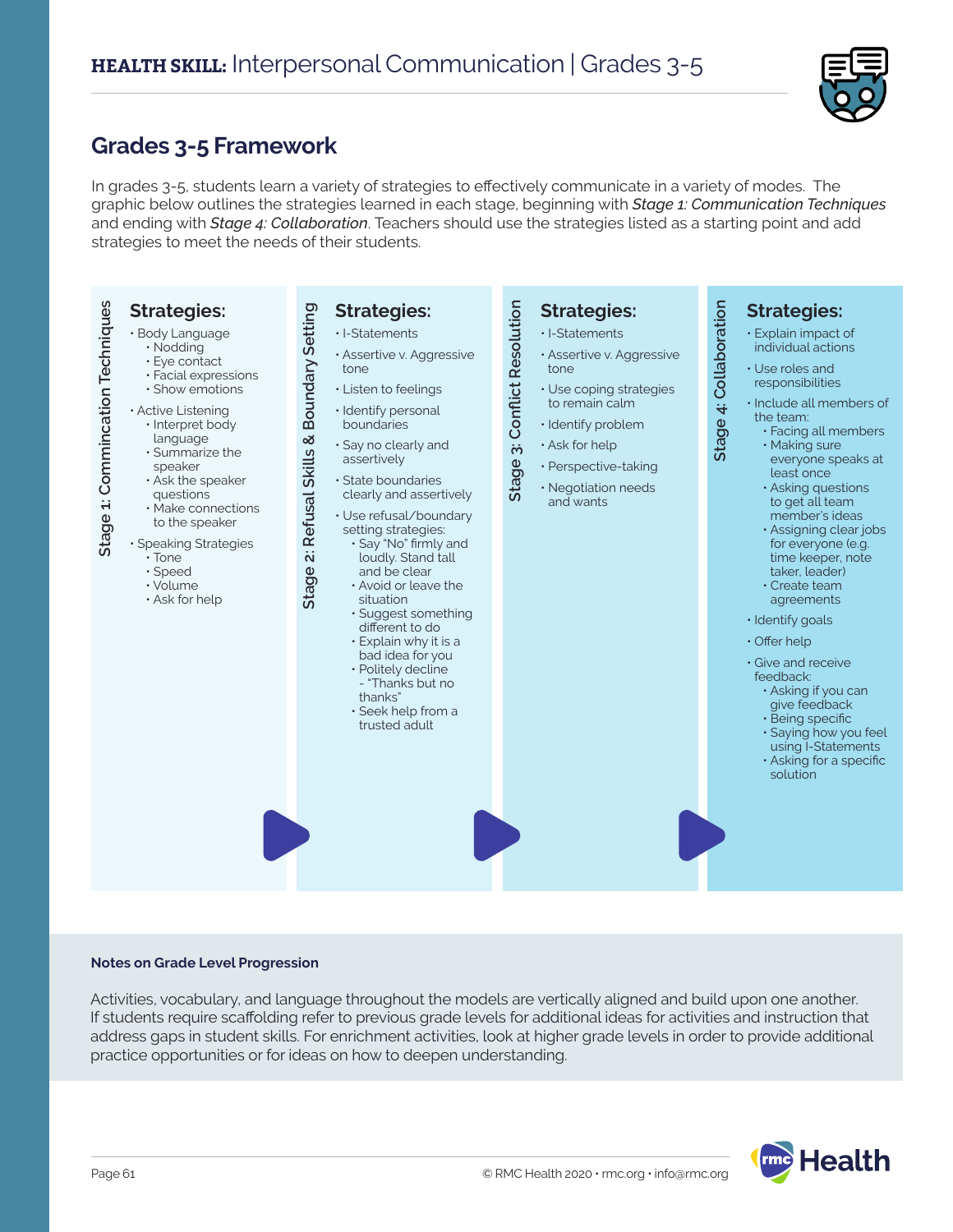# HEALTH SKILL: Interpersonal Communication | Grades 3-5

## Grades 3-5 Framework

In grades 3-5, students learn a variety of strategies to effectively communicate in a variety of modes. The graphic below outlines the strategies learned in each stage, beginning with *Stage 1: Communication Techniques* and ending with *Stage 4: Collaboration*. Teachers should use the strategies listed as a starting point and add strategies to meet the needs of their students.

### Stage 1: Commincation Techniques

**Strategies:**

- Body Language
  - Nodding
  - Eye contact
  - Facial expressions
  - Show emotions
- Active Listening
  - Interpret body language
  - Summarize the speaker
  - Ask the speaker questions
  - Make connections to the speaker
- Speaking Strategies
  - Tone
  - Speed
  - Volume
  - Ask for help

### Stage 2: Refusal Skills & Boundary Setting

**Strategies:**

- I-Statements
- Assertive v. Aggressive tone
- Listen to feelings
- Identify personal boundaries
- Say no clearly and assertively
- State boundaries clearly and assertively
- Use refusal/boundary setting strategies:
  - Say "No" firmly and loudly. Stand tall and be clear
  - Avoid or leave the situation
  - Suggest something different to do
  - Explain why it is a bad idea for you
  - Politely decline - "Thanks but no thanks"
  - Seek help from a trusted adult

### Stage 3: Conflict Resolution

**Strategies:**

- I-Statements
- Assertive v. Aggressive tone
- Use coping strategies to remain calm
- Identify problem
- Ask for help
- Perspective-taking
- Negotiation needs and wants

### Stage 4: Collaboration

**Strategies:**

- Explain impact of individual actions
- Use roles and responsibilities
- Include all members of the team:
  - Facing all members
  - Making sure everyone speaks at least once
  - Asking questions to get all team member's ideas
  - Assigning clear jobs for everyone (e.g. time keeper, note taker, leader)
  - Create team agreements
- Identify goals
- Offer help
- Give and receive feedback:
  - Asking if you can give feedback
  - Being specific
  - Saying how you feel using I-Statements
  - Asking for a specific solution

**Notes on Grade Level Progression**

Activities, vocabulary, and language throughout the models are vertically aligned and build upon one another. If students require scaffolding refer to previous grade levels for additional ideas for activities and instruction that address gaps in student skills. For enrichment activities, look at higher grade levels in order to provide additional practice opportunities or for ideas on how to deepen understanding.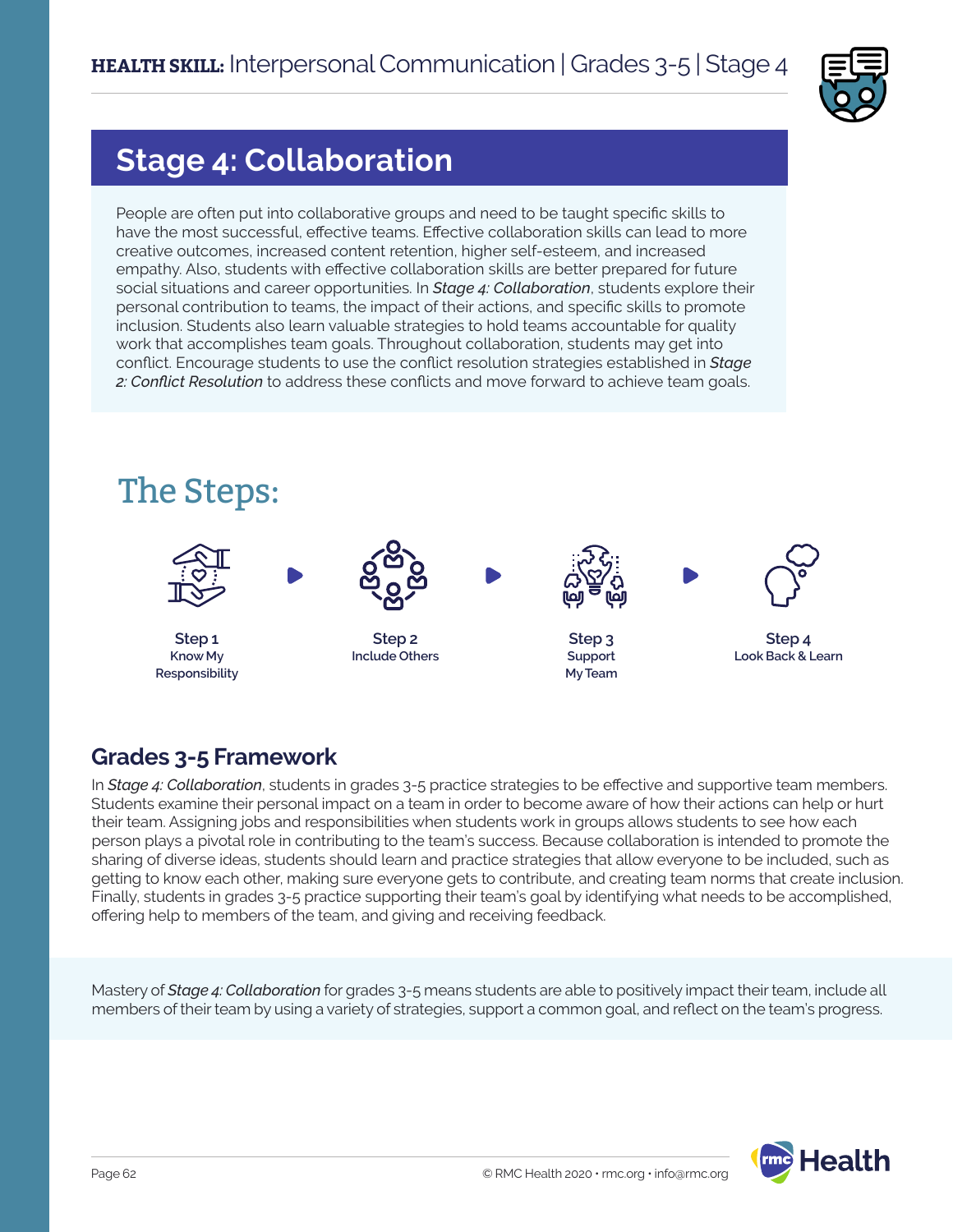## Stage 4: Collaboration

People are often put into collaborative groups and need to be taught specific skills to have the most successful, effective teams. Effective collaboration skills can lead to more creative outcomes, increased content retention, higher self-esteem, and increased empathy. Also, students with effective collaboration skills are better prepared for future social situations and career opportunities. In *Stage 4: Collaboration*, students explore their personal contribution to teams, the impact of their actions, and specific skills to promote inclusion. Students also learn valuable strategies to hold teams accountable for quality work that accomplishes team goals. Throughout collaboration, students may get into conflict. Encourage students to use the conflict resolution strategies established in *Stage 2: Conflict Resolution* to address these conflicts and move forward to achieve team goals.

## The Steps:

**Step 1**
Know My Responsibility

**Step 2**
Include Others

**Step 3**
Support My Team

**Step 4**
Look Back & Learn

### Grades 3-5 Framework

In *Stage 4: Collaboration*, students in grades 3-5 practice strategies to be effective and supportive team members. Students examine their personal impact on a team in order to become aware of how their actions can help or hurt their team. Assigning jobs and responsibilities when students work in groups allows students to see how each person plays a pivotal role in contributing to the team's success. Because collaboration is intended to promote the sharing of diverse ideas, students should learn and practice strategies that allow everyone to be included, such as getting to know each other, making sure everyone gets to contribute, and creating team norms that create inclusion. Finally, students in grades 3-5 practice supporting their team's goal by identifying what needs to be accomplished, offering help to members of the team, and giving and receiving feedback.

Mastery of *Stage 4: Collaboration* for grades 3-5 means students are able to positively impact their team, include all members of their team by using a variety of strategies, support a common goal, and reflect on the team's progress.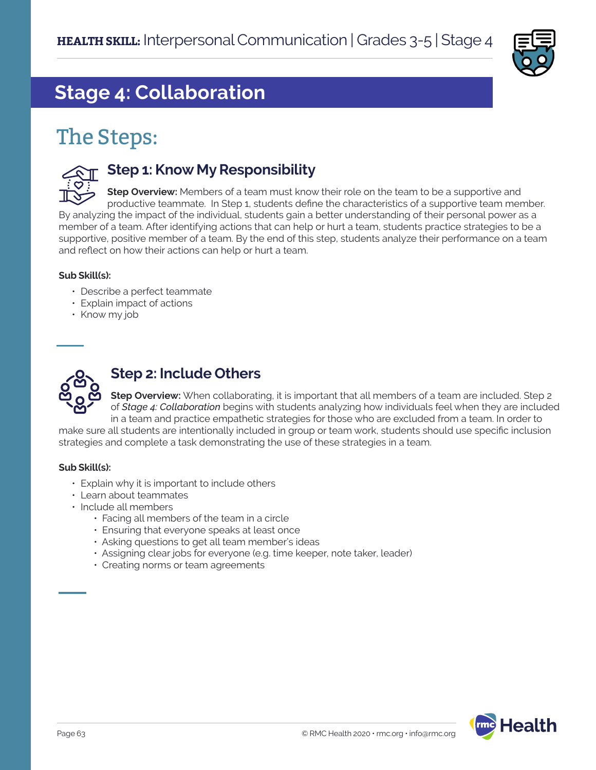## Stage 4: Collaboration

# The Steps:

### Step 1: Know My Responsibility

**Step Overview:** Members of a team must know their role on the team to be a supportive and productive teammate. In Step 1, students define the characteristics of a supportive team member. By analyzing the impact of the individual, students gain a better understanding of their personal power as a member of a team. After identifying actions that can help or hurt a team, students practice strategies to be a supportive, positive member of a team. By the end of this step, students analyze their performance on a team and reflect on how their actions can help or hurt a team.

**Sub Skill(s):**

- Describe a perfect teammate
- Explain impact of actions
- Know my job

### Step 2: Include Others

**Step Overview:** When collaborating, it is important that all members of a team are included. Step 2 of *Stage 4: Collaboration* begins with students analyzing how individuals feel when they are included in a team and practice empathetic strategies for those who are excluded from a team. In order to make sure all students are intentionally included in group or team work, students should use specific inclusion strategies and complete a task demonstrating the use of these strategies in a team.

**Sub Skill(s):**

- Explain why it is important to include others
- Learn about teammates
- Include all members
  - Facing all members of the team in a circle
  - Ensuring that everyone speaks at least once
  - Asking questions to get all team member's ideas
  - Assigning clear jobs for everyone (e.g. time keeper, note taker, leader)
  - Creating norms or team agreements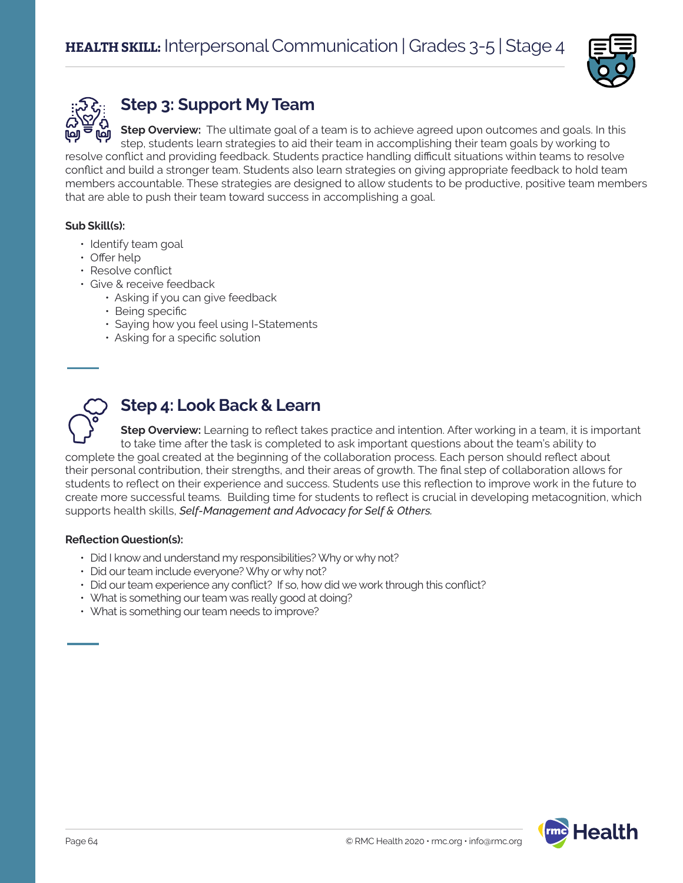## Step 3: Support My Team

**Step Overview:** The ultimate goal of a team is to achieve agreed upon outcomes and goals. In this step, students learn strategies to aid their team in accomplishing their team goals by working to resolve conflict and providing feedback. Students practice handling difficult situations within teams to resolve conflict and build a stronger team. Students also learn strategies on giving appropriate feedback to hold team members accountable. These strategies are designed to allow students to be productive, positive team members that are able to push their team toward success in accomplishing a goal.

**Sub Skill(s):**

- Identify team goal
- Offer help
- Resolve conflict
- Give & receive feedback
  - Asking if you can give feedback
  - Being specific
  - Saying how you feel using I-Statements
  - Asking for a specific solution

## Step 4: Look Back & Learn

**Step Overview:** Learning to reflect takes practice and intention. After working in a team, it is important to take time after the task is completed to ask important questions about the team's ability to complete the goal created at the beginning of the collaboration process. Each person should reflect about their personal contribution, their strengths, and their areas of growth. The final step of collaboration allows for students to reflect on their experience and success. Students use this reflection to improve work in the future to create more successful teams. Building time for students to reflect is crucial in developing metacognition, which supports health skills, *Self-Management and Advocacy for Self & Others.*

**Reflection Question(s):**

- Did I know and understand my responsibilities? Why or why not?
- Did our team include everyone? Why or why not?
- Did our team experience any conflict? If so, how did we work through this conflict?
- What is something our team was really good at doing?
- What is something our team needs to improve?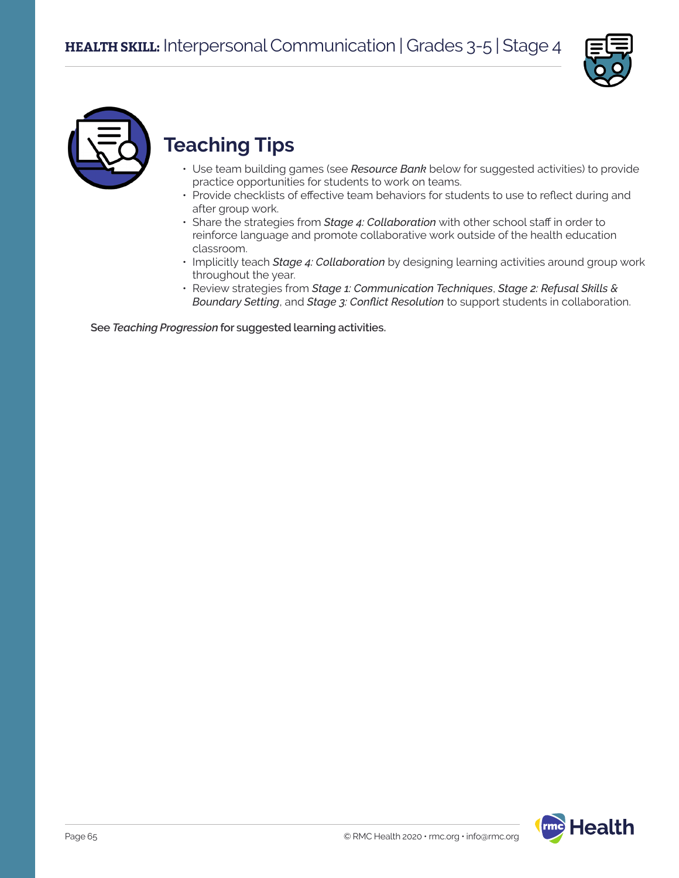## Teaching Tips

- Use team building games (see *Resource Bank* below for suggested activities) to provide practice opportunities for students to work on teams.
- Provide checklists of effective team behaviors for students to use to reflect during and after group work.
- Share the strategies from ***Stage 4: Collaboration*** with other school staff in order to reinforce language and promote collaborative work outside of the health education classroom.
- Implicitly teach ***Stage 4: Collaboration*** by designing learning activities around group work throughout the year.
- Review strategies from ***Stage 1: Communication Techniques***, ***Stage 2: Refusal Skills & Boundary Setting***, and ***Stage 3: Conflict Resolution*** to support students in collaboration.

**See *Teaching Progression* for suggested learning activities.**